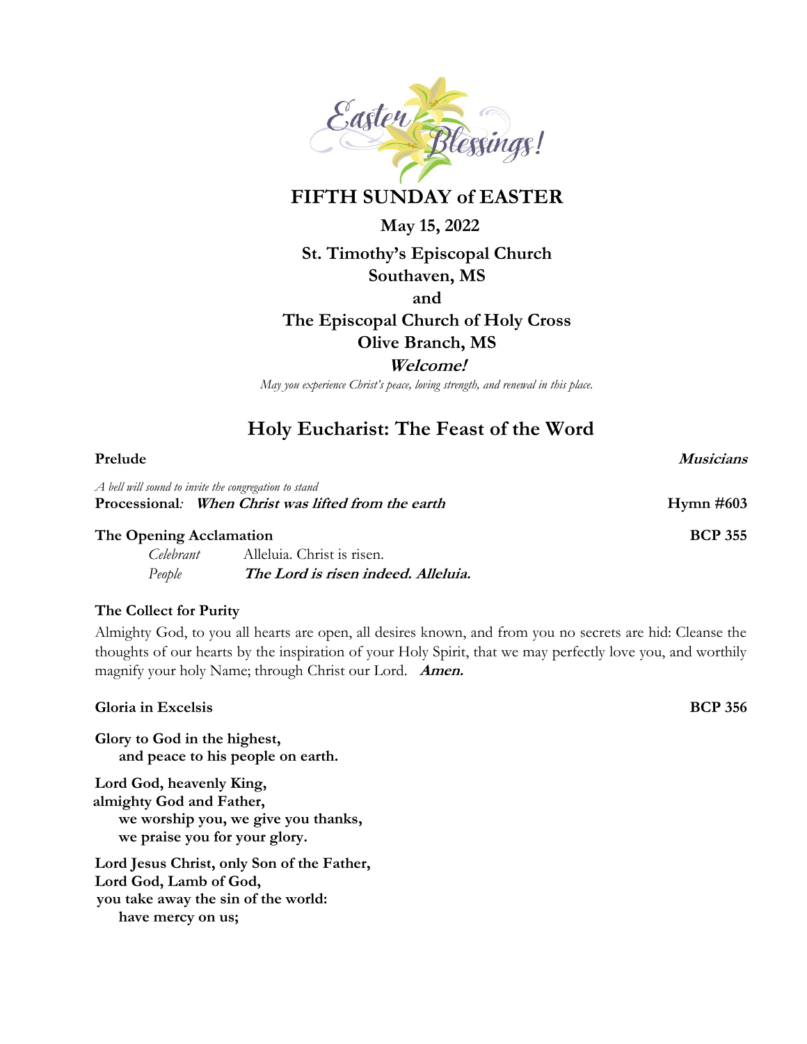Easter Blessings!

# FIFTH SUNDAY of EASTER

**May 15, 2022**

**St. Timothy's Episcopal Church**
**Southaven, MS**
**and**
**The Episcopal Church of Holy Cross**
**Olive Branch, MS**

***Welcome!***

*May you experience Christ's peace, loving strength, and renewal in this place.*

## Holy Eucharist: The Feast of the Word

**Prelude** ***Musicians***

*A bell will sound to invite the congregation to stand*
**Processional***:* ***When Christ was lifted from the earth*** **Hymn #603**

**The Opening Acclamation** **BCP 355**

*Celebrant* Alleluia. Christ is risen.
*People* ***The Lord is risen indeed. Alleluia.***

**The Collect for Purity**

Almighty God, to you all hearts are open, all desires known, and from you no secrets are hid: Cleanse the thoughts of our hearts by the inspiration of your Holy Spirit, that we may perfectly love you, and worthily magnify your holy Name; through Christ our Lord. ***Amen.***

**Gloria in Excelsis** **BCP 356**

**Glory to God in the highest,**
**and peace to his people on earth.**

**Lord God, heavenly King,**
**almighty God and Father,**
**we worship you, we give you thanks,**
**we praise you for your glory.**

**Lord Jesus Christ, only Son of the Father,**
**Lord God, Lamb of God,**
**you take away the sin of the world:**
**have mercy on us;**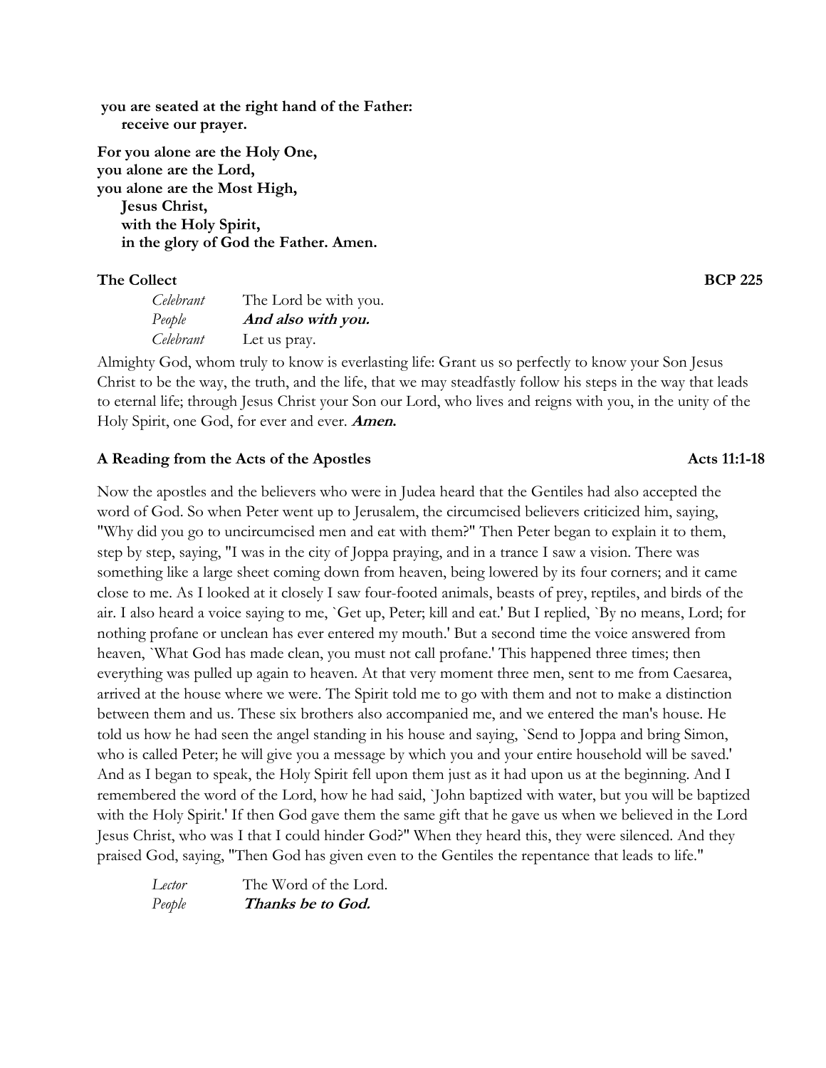**you are seated at the right hand of the Father:**
**receive our prayer.**

**For you alone are the Holy One,**
**you alone are the Lord,**
**you alone are the Most High,**
**Jesus Christ,**
**with the Holy Spirit,**
**in the glory of God the Father. Amen.**

**The Collect** **BCP 225**

| | |
|---|---|
| *Celebrant* | The Lord be with you. |
| *People* | ***And also with you.*** |
| *Celebrant* | Let us pray. |

Almighty God, whom truly to know is everlasting life: Grant us so perfectly to know your Son Jesus Christ to be the way, the truth, and the life, that we may steadfastly follow his steps in the way that leads to eternal life; through Jesus Christ your Son our Lord, who lives and reigns with you, in the unity of the Holy Spirit, one God, for ever and ever. ***Amen.***

**A Reading from the Acts of the Apostles** **Acts 11:1-18**

Now the apostles and the believers who were in Judea heard that the Gentiles had also accepted the word of God. So when Peter went up to Jerusalem, the circumcised believers criticized him, saying, "Why did you go to uncircumcised men and eat with them?" Then Peter began to explain it to them, step by step, saying, "I was in the city of Joppa praying, and in a trance I saw a vision. There was something like a large sheet coming down from heaven, being lowered by its four corners; and it came close to me. As I looked at it closely I saw four-footed animals, beasts of prey, reptiles, and birds of the air. I also heard a voice saying to me, `Get up, Peter; kill and eat.' But I replied, `By no means, Lord; for nothing profane or unclean has ever entered my mouth.' But a second time the voice answered from heaven, `What God has made clean, you must not call profane.' This happened three times; then everything was pulled up again to heaven. At that very moment three men, sent to me from Caesarea, arrived at the house where we were. The Spirit told me to go with them and not to make a distinction between them and us. These six brothers also accompanied me, and we entered the man's house. He told us how he had seen the angel standing in his house and saying, `Send to Joppa and bring Simon, who is called Peter; he will give you a message by which you and your entire household will be saved.' And as I began to speak, the Holy Spirit fell upon them just as it had upon us at the beginning. And I remembered the word of the Lord, how he had said, `John baptized with water, but you will be baptized with the Holy Spirit.' If then God gave them the same gift that he gave us when we believed in the Lord Jesus Christ, who was I that I could hinder God?" When they heard this, they were silenced. And they praised God, saying, "Then God has given even to the Gentiles the repentance that leads to life."

| | |
|---|---|
| *Lector* | The Word of the Lord. |
| *People* | ***Thanks be to God.*** |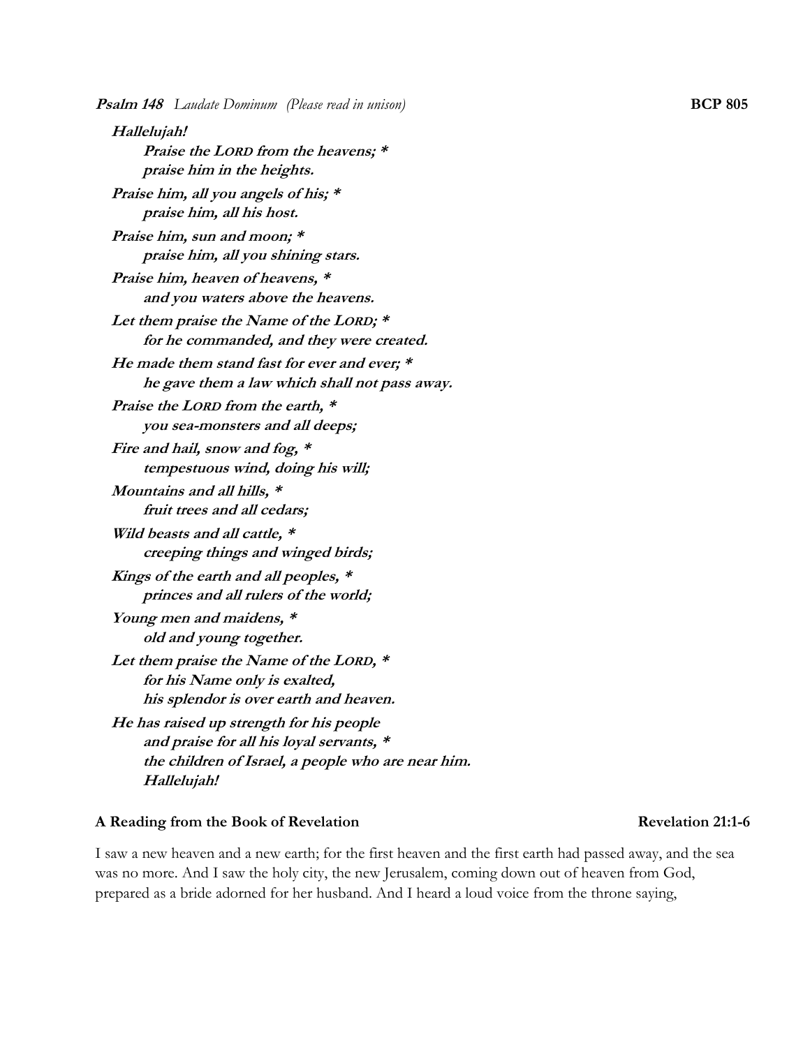***Psalm 148*** *Laudate Dominum (Please read in unison)* **BCP 805**

***Hallelujah!***
***Praise the LORD from the heavens; ****
***praise him in the heights.***

***Praise him, all you angels of his; ****
***praise him, all his host.***

***Praise him, sun and moon; ****
***praise him, all you shining stars.***

***Praise him, heaven of heavens, ****
***and you waters above the heavens.***

***Let them praise the Name of the LORD; ****
***for he commanded, and they were created.***

***He made them stand fast for ever and ever; ****
***he gave them a law which shall not pass away.***

***Praise the LORD from the earth, ****
***you sea-monsters and all deeps;***

***Fire and hail, snow and fog, ****
***tempestuous wind, doing his will;***

***Mountains and all hills, ****
***fruit trees and all cedars;***

***Wild beasts and all cattle, ****
***creeping things and winged birds;***

***Kings of the earth and all peoples, ****
***princes and all rulers of the world;***

***Young men and maidens, ****
***old and young together.***

***Let them praise the Name of the LORD, ****
***for his Name only is exalted,***
***his splendor is over earth and heaven.***

***He has raised up strength for his people***
***and praise for all his loyal servants, ****
***the children of Israel, a people who are near him.***
***Hallelujah!***

**A Reading from the Book of Revelation** **Revelation 21:1-6**

I saw a new heaven and a new earth; for the first heaven and the first earth had passed away, and the sea was no more. And I saw the holy city, the new Jerusalem, coming down out of heaven from God, prepared as a bride adorned for her husband. And I heard a loud voice from the throne saying,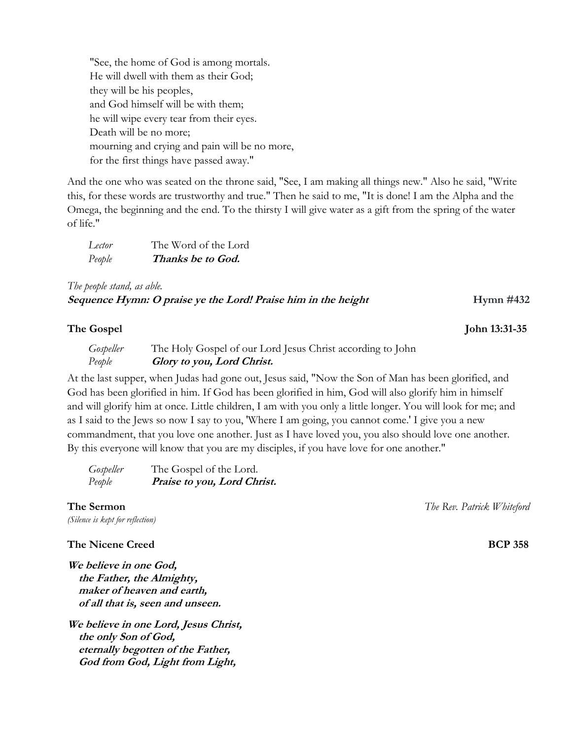"See, the home of God is among mortals.  
He will dwell with them as their God;  
they will be his peoples,  
and God himself will be with them;  
he will wipe every tear from their eyes.  
Death will be no more;  
mourning and crying and pain will be no more,  
for the first things have passed away."

And the one who was seated on the throne said, "See, I am making all things new." Also he said, "Write this, for these words are trustworthy and true." Then he said to me, "It is done! I am the Alpha and the Omega, the beginning and the end. To the thirsty I will give water as a gift from the spring of the water of life."

*Lector* The Word of the Lord  
*People* ***Thanks be to God.***

*The people stand, as able.*

***Sequence Hymn: O praise ye the Lord! Praise him in the height*** **Hymn #432**

**The Gospel** **John 13:31-35**

*Gospeller* The Holy Gospel of our Lord Jesus Christ according to John  
*People* ***Glory to you, Lord Christ.***

At the last supper, when Judas had gone out, Jesus said, "Now the Son of Man has been glorified, and God has been glorified in him. If God has been glorified in him, God will also glorify him in himself and will glorify him at once. Little children, I am with you only a little longer. You will look for me; and as I said to the Jews so now I say to you, 'Where I am going, you cannot come.' I give you a new commandment, that you love one another. Just as I have loved you, you also should love one another. By this everyone will know that you are my disciples, if you have love for one another."

*Gospeller* The Gospel of the Lord.  
*People* ***Praise to you, Lord Christ.***

**The Sermon** *The Rev. Patrick Whiteford*

*(Silence is kept for reflection)*

**The Nicene Creed** **BCP 358**

***We believe in one God,  
the Father, the Almighty,  
maker of heaven and earth,  
of all that is, seen and unseen.***

***We believe in one Lord, Jesus Christ,  
the only Son of God,  
eternally begotten of the Father,  
God from God, Light from Light,***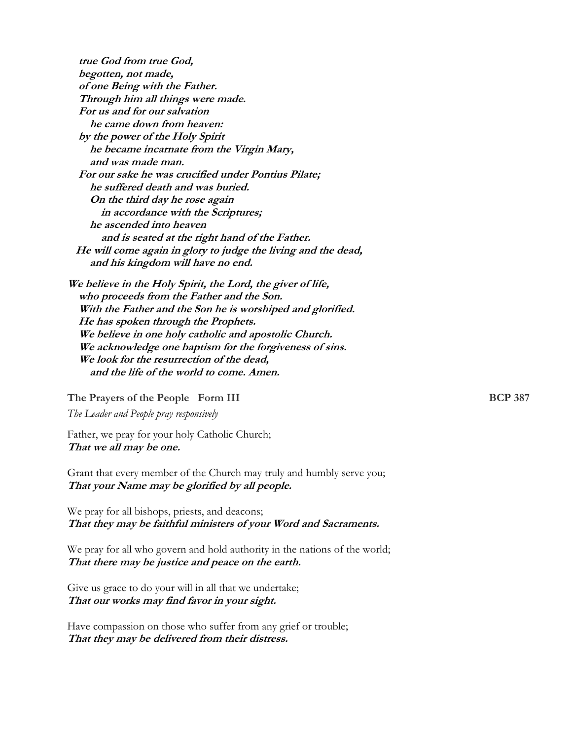***true God from true God,***
***begotten, not made,***
***of one Being with the Father.***
***Through him all things were made.***
***For us and for our salvation***
***he came down from heaven:***
***by the power of the Holy Spirit***
***he became incarnate from the Virgin Mary,***
***and was made man.***
***For our sake he was crucified under Pontius Pilate;***
***he suffered death and was buried.***
***On the third day he rose again***
***in accordance with the Scriptures;***
***he ascended into heaven***
***and is seated at the right hand of the Father.***
***He will come again in glory to judge the living and the dead,***
***and his kingdom will have no end.***

***We believe in the Holy Spirit, the Lord, the giver of life,***
***who proceeds from the Father and the Son.***
***With the Father and the Son he is worshiped and glorified.***
***He has spoken through the Prophets.***
***We believe in one holy catholic and apostolic Church.***
***We acknowledge one baptism for the forgiveness of sins.***
***We look for the resurrection of the dead,***
***and the life of the world to come. Amen.***

**The Prayers of the People Form III** **BCP 387**

*The Leader and People pray responsively*

Father, we pray for your holy Catholic Church;
***That we all may be one.***

Grant that every member of the Church may truly and humbly serve you;
***That your Name may be glorified by all people.***

We pray for all bishops, priests, and deacons;
***That they may be faithful ministers of your Word and Sacraments.***

We pray for all who govern and hold authority in the nations of the world;
***That there may be justice and peace on the earth.***

Give us grace to do your will in all that we undertake;
***That our works may find favor in your sight.***

Have compassion on those who suffer from any grief or trouble;
***That they may be delivered from their distress.***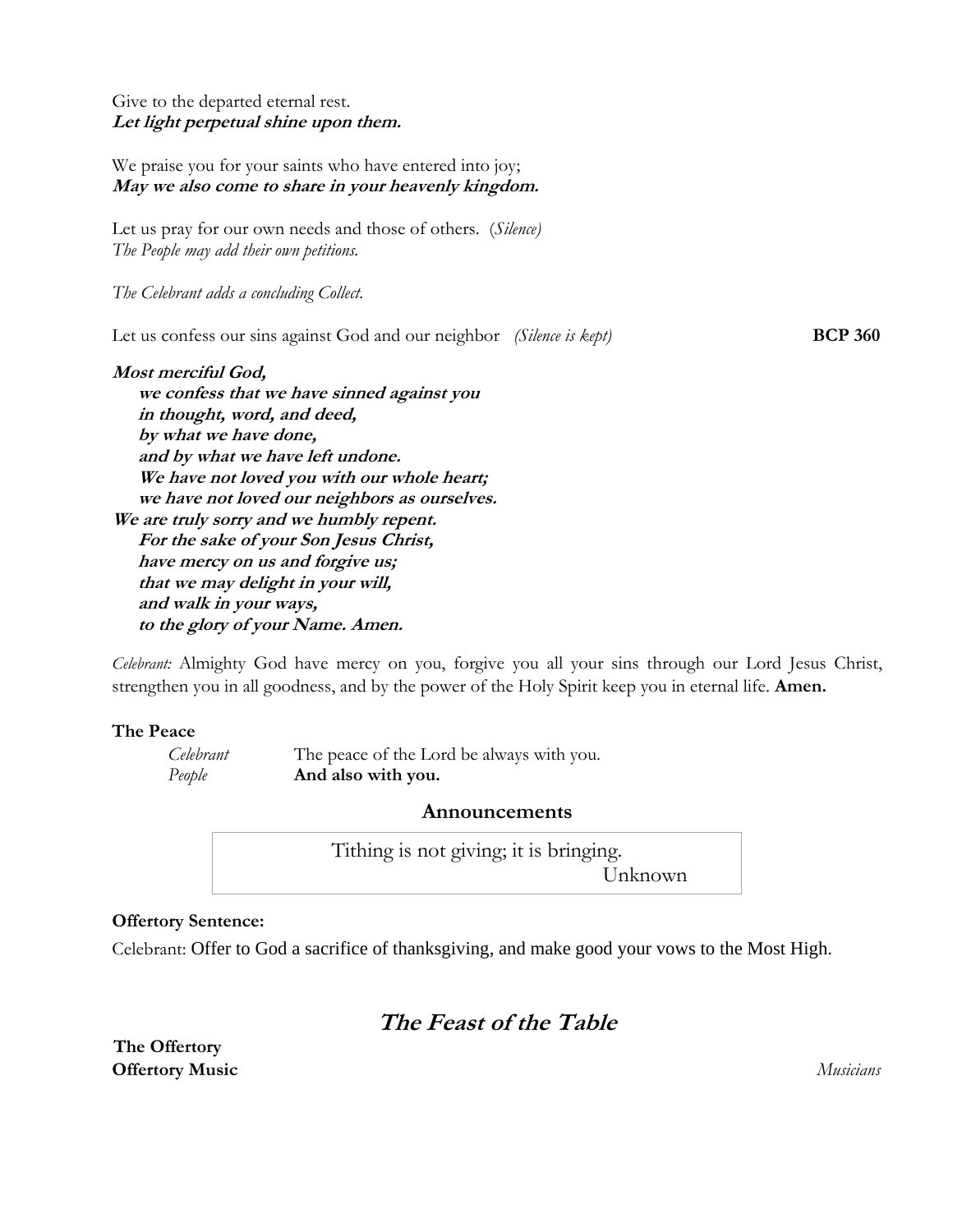Give to the departed eternal rest.
***Let light perpetual shine upon them.***

We praise you for your saints who have entered into joy;
***May we also come to share in your heavenly kingdom.***

Let us pray for our own needs and those of others. (*Silence*)
*The People may add their own petitions.*

*The Celebrant adds a concluding Collect.*

Let us confess our sins against God and our neighbor *(Silence is kept)* **BCP 360**

***Most merciful God,***
***we confess that we have sinned against you***
***in thought, word, and deed,***
***by what we have done,***
***and by what we have left undone.***
***We have not loved you with our whole heart;***
***we have not loved our neighbors as ourselves.***
***We are truly sorry and we humbly repent.***
***For the sake of your Son Jesus Christ,***
***have mercy on us and forgive us;***
***that we may delight in your will,***
***and walk in your ways,***
***to the glory of your Name. Amen.***

*Celebrant:* Almighty God have mercy on you, forgive you all your sins through our Lord Jesus Christ, strengthen you in all goodness, and by the power of the Holy Spirit keep you in eternal life. **Amen.**

**The Peace**

*Celebrant* The peace of the Lord be always with you.
*People* **And also with you.**

## Announcements

Tithing is not giving; it is bringing.
Unknown

**Offertory Sentence:**

Celebrant: Offer to God a sacrifice of thanksgiving, and make good your vows to the Most High.

## *The Feast of the Table*

**The Offertory**
**Offertory Music** *Musicians*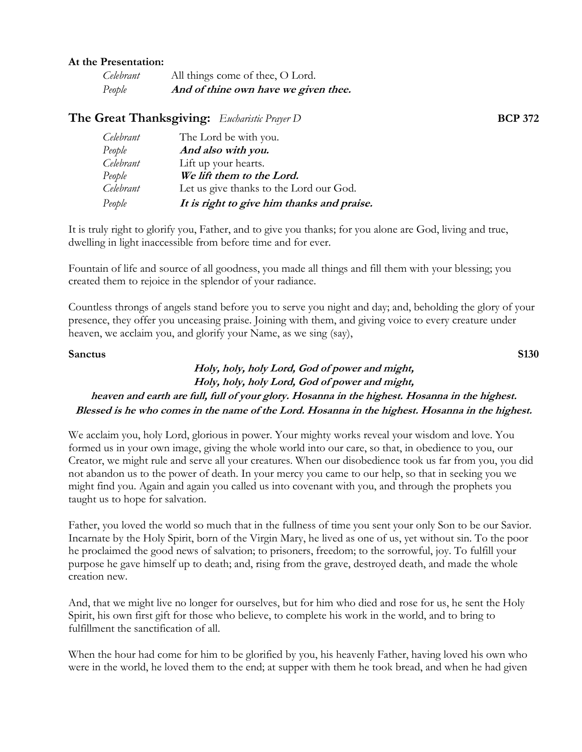**At the Presentation:**

*Celebrant* All things come of thee, O Lord.
*People* ***And of thine own have we given thee.***

## The Great Thanksgiving: *Eucharistic Prayer D* **BCP 372**

*Celebrant* The Lord be with you.
*People* ***And also with you.***
*Celebrant* Lift up your hearts.
*People* ***We lift them to the Lord.***
*Celebrant* Let us give thanks to the Lord our God.
*People* ***It is right to give him thanks and praise.***

It is truly right to glorify you, Father, and to give you thanks; for you alone are God, living and true, dwelling in light inaccessible from before time and for ever.

Fountain of life and source of all goodness, you made all things and fill them with your blessing; you created them to rejoice in the splendor of your radiance.

Countless throngs of angels stand before you to serve you night and day; and, beholding the glory of your presence, they offer you unceasing praise. Joining with them, and giving voice to every creature under heaven, we acclaim you, and glorify your Name, as we sing (say),

**Sanctus** **S130**

***Holy, holy, holy Lord, God of power and might,***
***Holy, holy, holy Lord, God of power and might,***
***heaven and earth are full, full of your glory. Hosanna in the highest. Hosanna in the highest.***
***Blessed is he who comes in the name of the Lord. Hosanna in the highest. Hosanna in the highest.***

We acclaim you, holy Lord, glorious in power. Your mighty works reveal your wisdom and love. You formed us in your own image, giving the whole world into our care, so that, in obedience to you, our Creator, we might rule and serve all your creatures. When our disobedience took us far from you, you did not abandon us to the power of death. In your mercy you came to our help, so that in seeking you we might find you. Again and again you called us into covenant with you, and through the prophets you taught us to hope for salvation.

Father, you loved the world so much that in the fullness of time you sent your only Son to be our Savior. Incarnate by the Holy Spirit, born of the Virgin Mary, he lived as one of us, yet without sin. To the poor he proclaimed the good news of salvation; to prisoners, freedom; to the sorrowful, joy. To fulfill your purpose he gave himself up to death; and, rising from the grave, destroyed death, and made the whole creation new.

And, that we might live no longer for ourselves, but for him who died and rose for us, he sent the Holy Spirit, his own first gift for those who believe, to complete his work in the world, and to bring to fulfillment the sanctification of all.

When the hour had come for him to be glorified by you, his heavenly Father, having loved his own who were in the world, he loved them to the end; at supper with them he took bread, and when he had given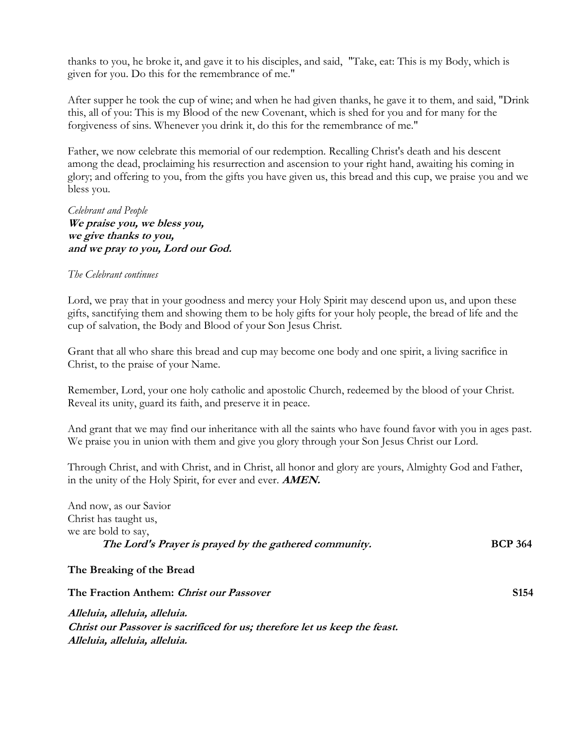thanks to you, he broke it, and gave it to his disciples, and said, "Take, eat: This is my Body, which is given for you. Do this for the remembrance of me."

After supper he took the cup of wine; and when he had given thanks, he gave it to them, and said, "Drink this, all of you: This is my Blood of the new Covenant, which is shed for you and for many for the forgiveness of sins. Whenever you drink it, do this for the remembrance of me."

Father, we now celebrate this memorial of our redemption. Recalling Christ's death and his descent among the dead, proclaiming his resurrection and ascension to your right hand, awaiting his coming in glory; and offering to you, from the gifts you have given us, this bread and this cup, we praise you and we bless you.

*Celebrant and People*
***We praise you, we bless you,***
***we give thanks to you,***
***and we pray to you, Lord our God.***

*The Celebrant continues*

Lord, we pray that in your goodness and mercy your Holy Spirit may descend upon us, and upon these gifts, sanctifying them and showing them to be holy gifts for your holy people, the bread of life and the cup of salvation, the Body and Blood of your Son Jesus Christ.

Grant that all who share this bread and cup may become one body and one spirit, a living sacrifice in Christ, to the praise of your Name.

Remember, Lord, your one holy catholic and apostolic Church, redeemed by the blood of your Christ. Reveal its unity, guard its faith, and preserve it in peace.

And grant that we may find our inheritance with all the saints who have found favor with you in ages past. We praise you in union with them and give you glory through your Son Jesus Christ our Lord.

Through Christ, and with Christ, and in Christ, all honor and glory are yours, Almighty God and Father, in the unity of the Holy Spirit, for ever and ever. ***AMEN.***

And now, as our Savior
Christ has taught us,
we are bold to say,
***The Lord's Prayer is prayed by the gathered community.*** **BCP 364**

**The Breaking of the Bread**

**The Fraction Anthem: *Christ our Passover*** **S154**

***Alleluia, alleluia, alleluia.***
***Christ our Passover is sacrificed for us; therefore let us keep the feast.***
***Alleluia, alleluia, alleluia.***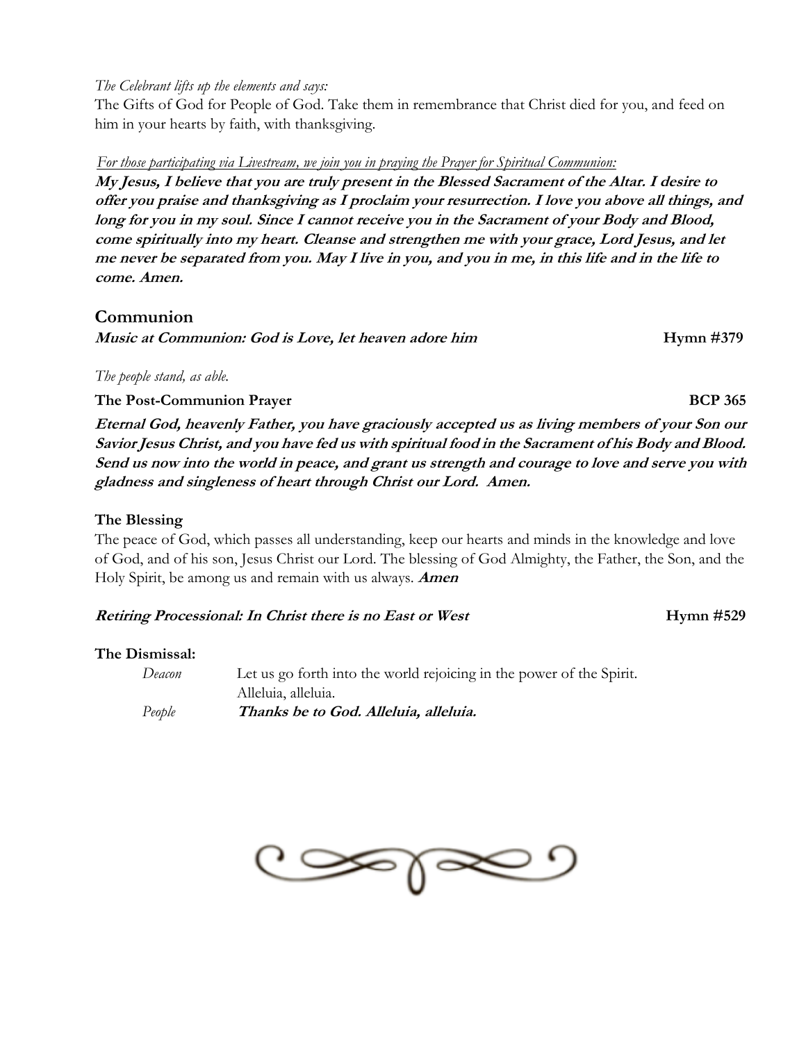*The Celebrant lifts up the elements and says:*

The Gifts of God for People of God. Take them in remembrance that Christ died for you, and feed on him in your hearts by faith, with thanksgiving.

*For those participating via Livestream, we join you in praying the Prayer for Spiritual Communion:*

***My Jesus, I believe that you are truly present in the Blessed Sacrament of the Altar. I desire to offer you praise and thanksgiving as I proclaim your resurrection. I love you above all things, and long for you in my soul. Since I cannot receive you in the Sacrament of your Body and Blood, come spiritually into my heart. Cleanse and strengthen me with your grace, Lord Jesus, and let me never be separated from you. May I live in you, and you in me, in this life and in the life to come. Amen.***

## Communion

***Music at Communion: God is Love, let heaven adore him*** **Hymn #379**

*The people stand, as able.*

**The Post-Communion Prayer** **BCP 365**

***Eternal God, heavenly Father, you have graciously accepted us as living members of your Son our Savior Jesus Christ, and you have fed us with spiritual food in the Sacrament of his Body and Blood. Send us now into the world in peace, and grant us strength and courage to love and serve you with gladness and singleness of heart through Christ our Lord. Amen.***

**The Blessing**

The peace of God, which passes all understanding, keep our hearts and minds in the knowledge and love of God, and of his son, Jesus Christ our Lord. The blessing of God Almighty, the Father, the Son, and the Holy Spirit, be among us and remain with us always. ***Amen***

***Retiring Processional: In Christ there is no East or West*** **Hymn #529**

**The Dismissal:**

*Deacon* Let us go forth into the world rejoicing in the power of the Spirit. Alleluia, alleluia.

*People* ***Thanks be to God. Alleluia, alleluia.***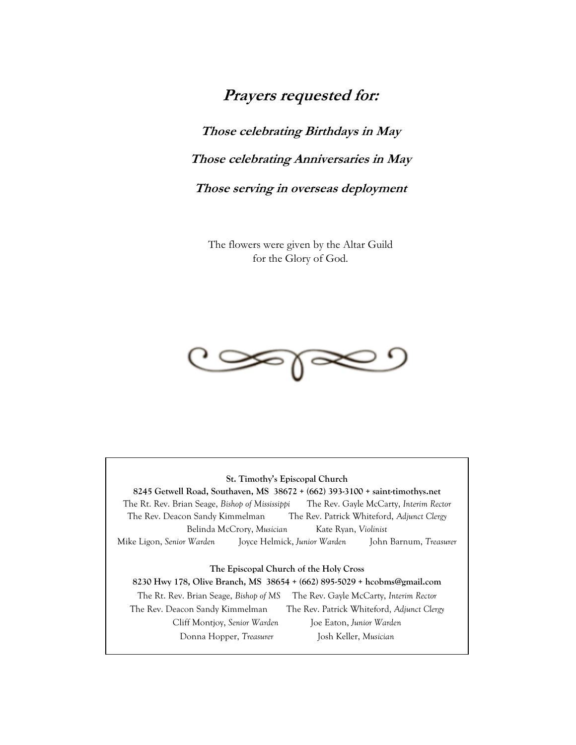## ***Prayers requested for:***

***Those celebrating Birthdays in May***

***Those celebrating Anniversaries in May***

***Those serving in overseas deployment***

The flowers were given by the Altar Guild
for the Glory of God.

**St. Timothy's Episcopal Church**
**8245 Getwell Road, Southaven, MS 38672 + (662) 393-3100 + saint-timothys.net**
The Rt. Rev. Brian Seage, *Bishop of Mississippi* The Rev. Gayle McCarty, *Interim Rector*
The Rev. Deacon Sandy Kimmelman The Rev. Patrick Whiteford, *Adjunct Clergy*
Belinda McCrory, *Musician* Kate Ryan, *Violinist*
Mike Ligon, *Senior Warden* Joyce Helmick, *Junior Warden* John Barnum, *Treasurer*

**The Episcopal Church of the Holy Cross**
**8230 Hwy 178, Olive Branch, MS 38654 + (662) 895-5029 + hcobms@gmail.com**
The Rt. Rev. Brian Seage, *Bishop of MS* The Rev. Gayle McCarty, *Interim Rector*
The Rev. Deacon Sandy Kimmelman The Rev. Patrick Whiteford, *Adjunct Clergy*
Cliff Montjoy, *Senior Warden* Joe Eaton, *Junior Warden*
Donna Hopper, *Treasurer* Josh Keller, *Musician*